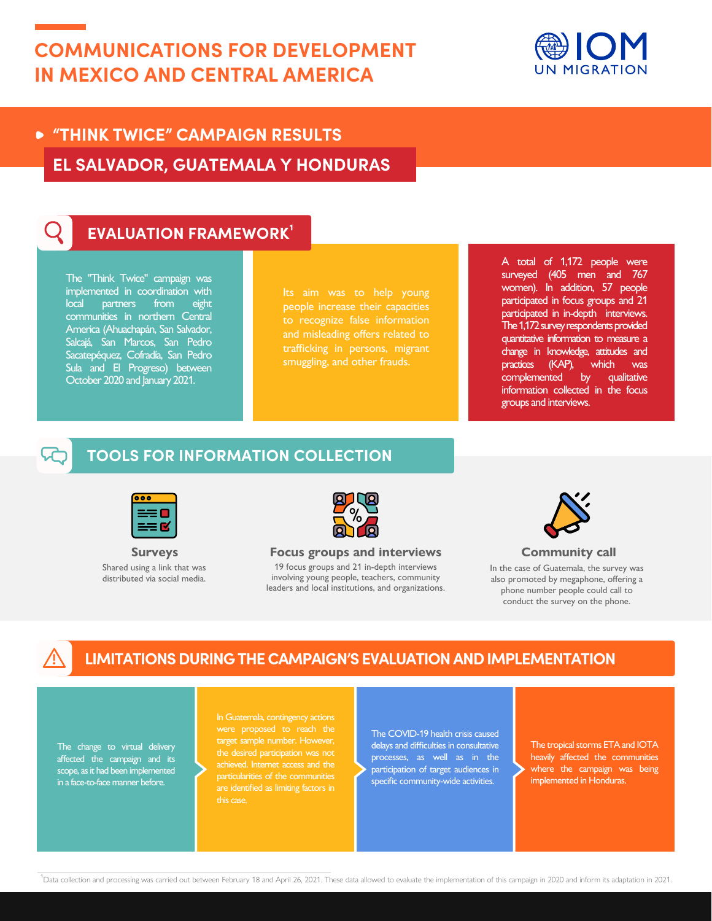# COMMUNICATIONS FOR DEVELOPMENT IN MEXICO AND CENTRAL AMERICA

IOM UN MIGRATION

## "THINK TWICE" CAMPAIGN RESULTS

## EL SALVADOR, GUATEMALA Y HONDURAS

### EVALUATION FRAMEWORK[1]

The "Think Twice" campaign was implemented in coordination with local partners from eight communities in northern Central America (Ahuachapán, San Salvador, Salcajá, San Marcos, San Pedro Sacatepéquez, Cofradía, San Pedro Sula and El Progreso) between October 2020 and January 2021.

Its aim was to help young people increase their capacities to recognize false information and misleading offers related to trafficking in persons, migrant smuggling, and other frauds.

A total of 1,172 people were surveyed (405 men and 767 women). In addition, 57 people participated in focus groups and 21 participated in in-depth interviews. The 1,172 survey respondents provided quantitative information to measure a change in knowledge, attitudes and practices (KAP), which was complemented by qualitative information collected in the focus groups and interviews.

### TOOLS FOR INFORMATION COLLECTION

**Surveys**

Shared using a link that was distributed via social media.

**Focus groups and interviews**

19 focus groups and 21 in-depth interviews involving young people, teachers, community leaders and local institutions, and organizations.

**Community call**

In the case of Guatemala, the survey was also promoted by megaphone, offering a phone number people could call to conduct the survey on the phone.

### LIMITATIONS DURING THE CAMPAIGN'S EVALUATION AND IMPLEMENTATION

The change to virtual delivery affected the campaign and its scope, as it had been implemented in a face-to-face manner before.

In Guatemala, contingency actions were proposed to reach the target sample number. However, the desired participation was not achieved. Internet access and the particularities of the communities are identified as limiting factors in this case.

The COVID-19 health crisis caused delays and difficulties in consultative processes, as well as in the participation of target audiences in specific community-wide activities.

The tropical storms ETA and IOTA heavily affected the communities where the campaign was being implemented in Honduras.

[1] Data collection and processing was carried out between February 18 and April 26, 2021. These data allowed to evaluate the implementation of this campaign in 2020 and inform its adaptation in 2021.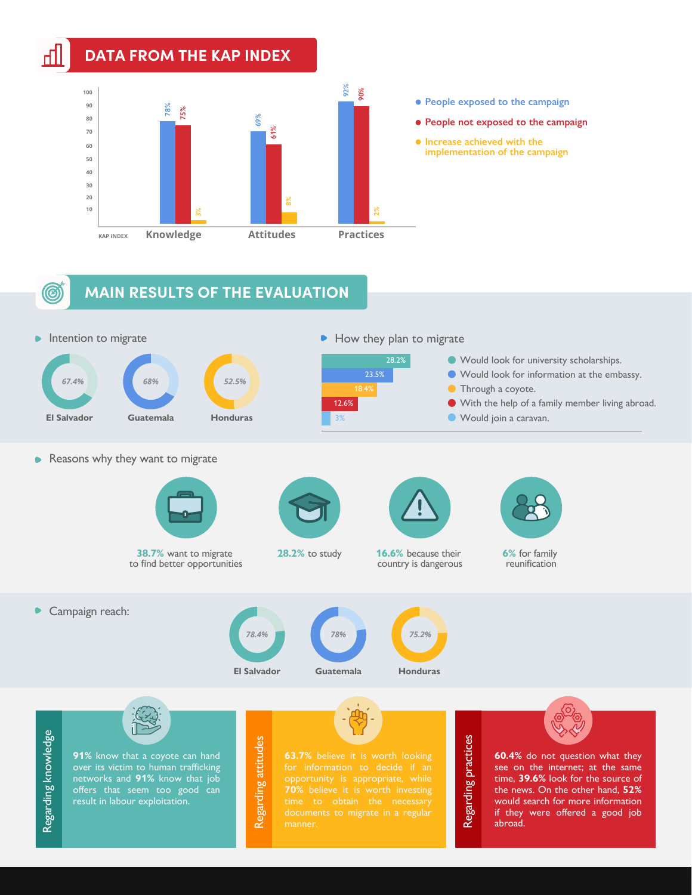## DATA FROM THE KAP INDEX

| KAP INDEX | People exposed to the campaign | People not exposed to the campaign | Increase achieved with the implementation of the campaign |
|---|---|---|---|
| Knowledge | 78% | 75% | 3% |
| Attitudes | 69% | 61% | 8% |
| Practices | 92% | 90% | 2% |

## MAIN RESULTS OF THE EVALUATION

### Intention to migrate

| El Salvador | Guatemala | Honduras |
|---|---|---|
| 67.4% | 68% | 52.5% |

### How they plan to migrate

- 28.2% Would look for university scholarships.
- 23.5% Would look for information at the embassy.
- 18.4% Through a coyote.
- 12.6% With the help of a family member living abroad.
- 3% Would join a caravan.

### Reasons why they want to migrate

- **38.7%** want to migrate to find better opportunities
- **28.2%** to study
- **16.6%** because their country is dangerous
- **6%** for family reunification

### Campaign reach:

| El Salvador | Guatemala | Honduras |
|---|---|---|
| 78.4% | 78% | 75.2% |

### Regarding knowledge

**91%** know that a coyote can hand over its victim to human trafficking networks and **91%** know that job offers that seem too good can result in labour exploitation.

### Regarding attitudes

**63.7%** believe it is worth looking for information to decide if an opportunity is appropriate, while **70%** believe it is worth investing time to obtain the necessary documents to migrate in a regular manner.

### Regarding practices

**60.4%** do not question what they see on the internet; at the same time, **39.6%** look for the source of the news. On the other hand, **52%** would search for more information if they were offered a good job abroad.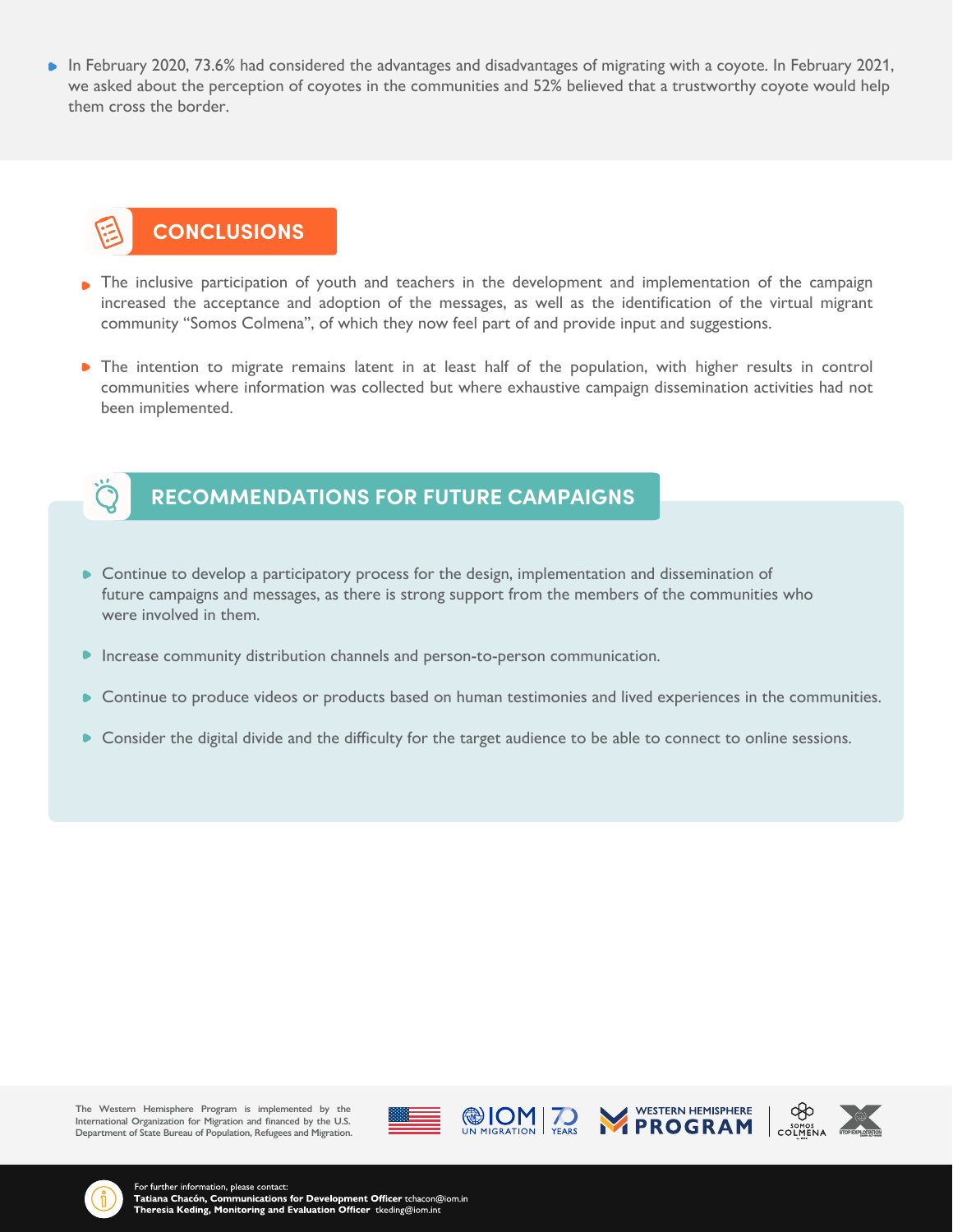- In February 2020, 73.6% had considered the advantages and disadvantages of migrating with a coyote. In February 2021, we asked about the perception of coyotes in the communities and 52% believed that a trustworthy coyote would help them cross the border.

## CONCLUSIONS

- The inclusive participation of youth and teachers in the development and implementation of the campaign increased the acceptance and adoption of the messages, as well as the identification of the virtual migrant community “Somos Colmena”, of which they now feel part of and provide input and suggestions.
- The intention to migrate remains latent in at least half of the population, with higher results in control communities where information was collected but where exhaustive campaign dissemination activities had not been implemented.

## RECOMMENDATIONS FOR FUTURE CAMPAIGNS

- Continue to develop a participatory process for the design, implementation and dissemination of future campaigns and messages, as there is strong support from the members of the communities who were involved in them.
- Increase community distribution channels and person-to-person communication.
- Continue to produce videos or products based on human testimonies and lived experiences in the communities.
- Consider the digital divide and the difficulty for the target audience to be able to connect to online sessions.

The Western Hemisphere Program is implemented by the International Organization for Migration and financed by the U.S. Department of State Bureau of Population, Refugees and Migration.

For further information, please contact:
**Tatiana Chacón, Communications for Development Officer** tchacon@iom.in
**Theresia Keding, Monitoring and Evaluation Officer** tkeding@iom.int